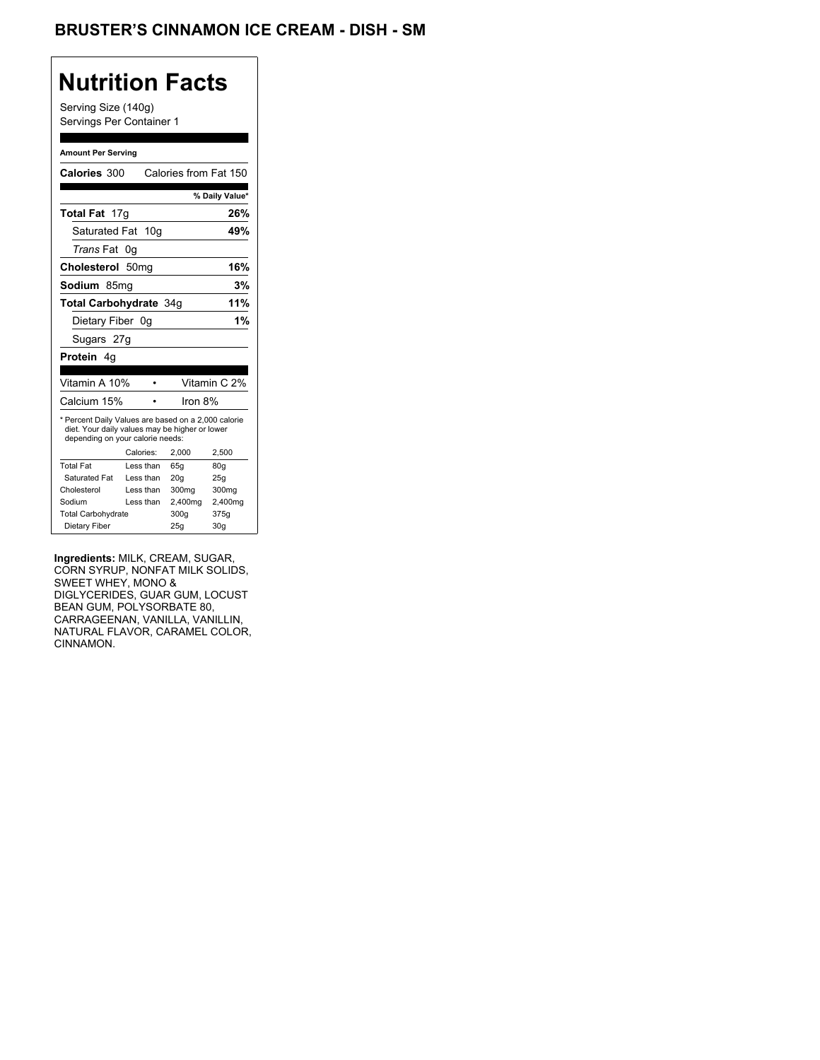# BRUSTER'S CINNAMON ICE CREAM - DISH - SM

## Nutrition Facts

Serving Size (140g)
Servings Per Container 1

**Amount Per Serving**

**Calories** 300 Calories from Fat 150

| | % Daily Value* |
|---|---|
| **Total Fat** 17g | **26%** |
| Saturated Fat 10g | **49%** |
| *Trans* Fat 0g | |
| **Cholesterol** 50mg | **16%** |
| **Sodium** 85mg | **3%** |
| **Total Carbohydrate** 34g | **11%** |
| Dietary Fiber 0g | **1%** |
| Sugars 27g | |
| **Protein** 4g | |

| | |
|---|---|
| Vitamin A 10% | Vitamin C 2% |
| Calcium 15% | Iron 8% |

* Percent Daily Values are based on a 2,000 calorie diet. Your daily values may be higher or lower depending on your calorie needs:

| | Calories: | 2,000 | 2,500 |
|---|---|---|---|
| Total Fat | Less than | 65g | 80g |
| Saturated Fat | Less than | 20g | 25g |
| Cholesterol | Less than | 300mg | 300mg |
| Sodium | Less than | 2,400mg | 2,400mg |
| Total Carbohydrate | | 300g | 375g |
| Dietary Fiber | | 25g | 30g |

**Ingredients:** MILK, CREAM, SUGAR, CORN SYRUP, NONFAT MILK SOLIDS, SWEET WHEY, MONO & DIGLYCERIDES, GUAR GUM, LOCUST BEAN GUM, POLYSORBATE 80, CARRAGEENAN, VANILLA, VANILLIN, NATURAL FLAVOR, CARAMEL COLOR, CINNAMON.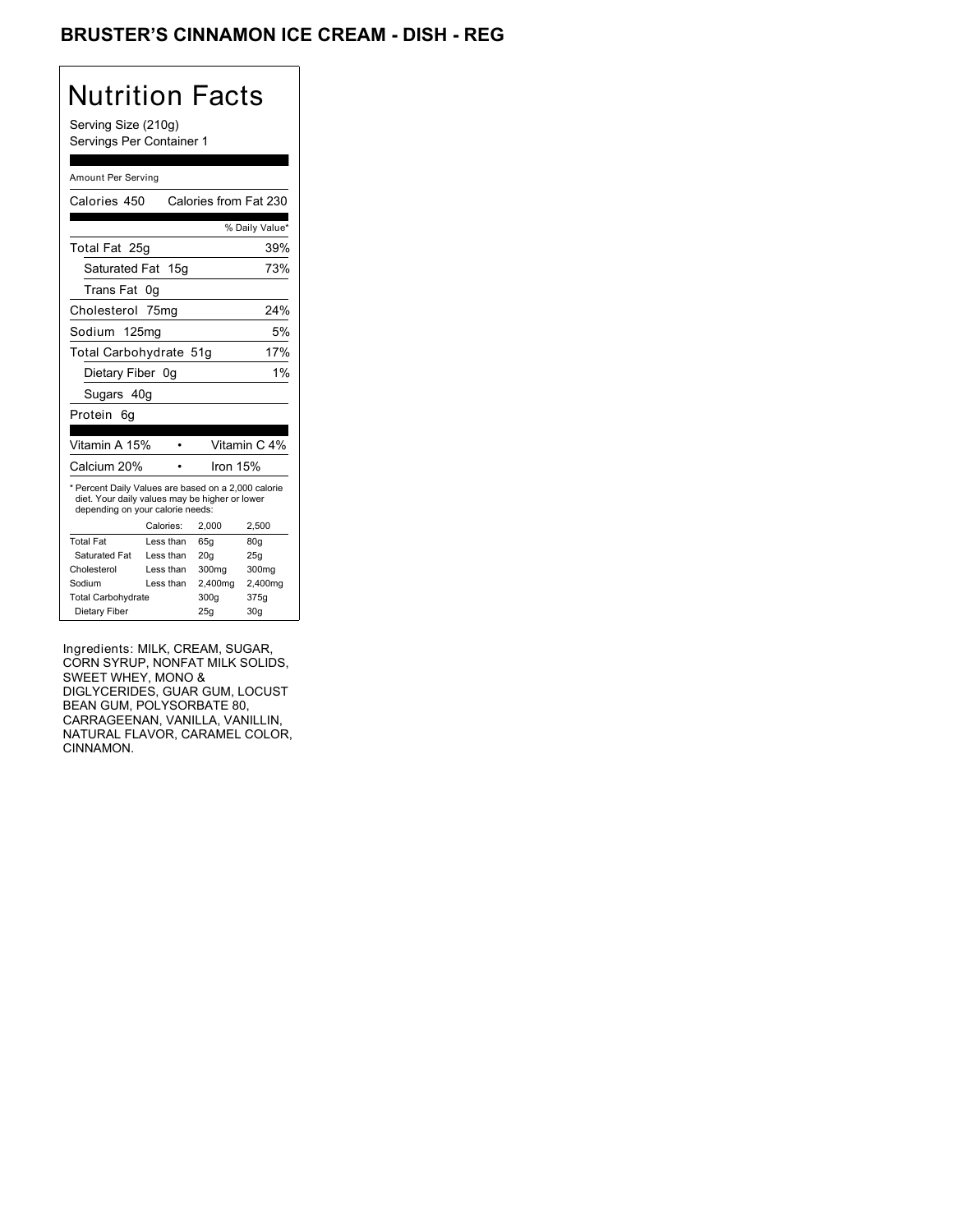# BRUSTER'S CINNAMON ICE CREAM - DISH - REG

## Nutrition Facts

Serving Size (210g)
Servings Per Container 1

Amount Per Serving

| Calories 450 | Calories from Fat 230 |
|---|---|
| | % Daily Value* |
| Total Fat 25g | 39% |
| Saturated Fat 15g | 73% |
| Trans Fat 0g | |
| Cholesterol 75mg | 24% |
| Sodium 125mg | 5% |
| Total Carbohydrate 51g | 17% |
| Dietary Fiber 0g | 1% |
| Sugars 40g | |
| Protein 6g | |

| Vitamin A 15% | • | Vitamin C 4% |
|---|---|---|
| Calcium 20% | • | Iron 15% |

* Percent Daily Values are based on a 2,000 calorie diet. Your daily values may be higher or lower depending on your calorie needs:

| | Calories: | 2,000 | 2,500 |
|---|---|---|---|
| Total Fat | Less than | 65g | 80g |
| Saturated Fat | Less than | 20g | 25g |
| Cholesterol | Less than | 300mg | 300mg |
| Sodium | Less than | 2,400mg | 2,400mg |
| Total Carbohydrate | | 300g | 375g |
| Dietary Fiber | | 25g | 30g |

Ingredients: MILK, CREAM, SUGAR, CORN SYRUP, NONFAT MILK SOLIDS, SWEET WHEY, MONO & DIGLYCERIDES, GUAR GUM, LOCUST BEAN GUM, POLYSORBATE 80, CARRAGEENAN, VANILLA, VANILLIN, NATURAL FLAVOR, CARAMEL COLOR, CINNAMON.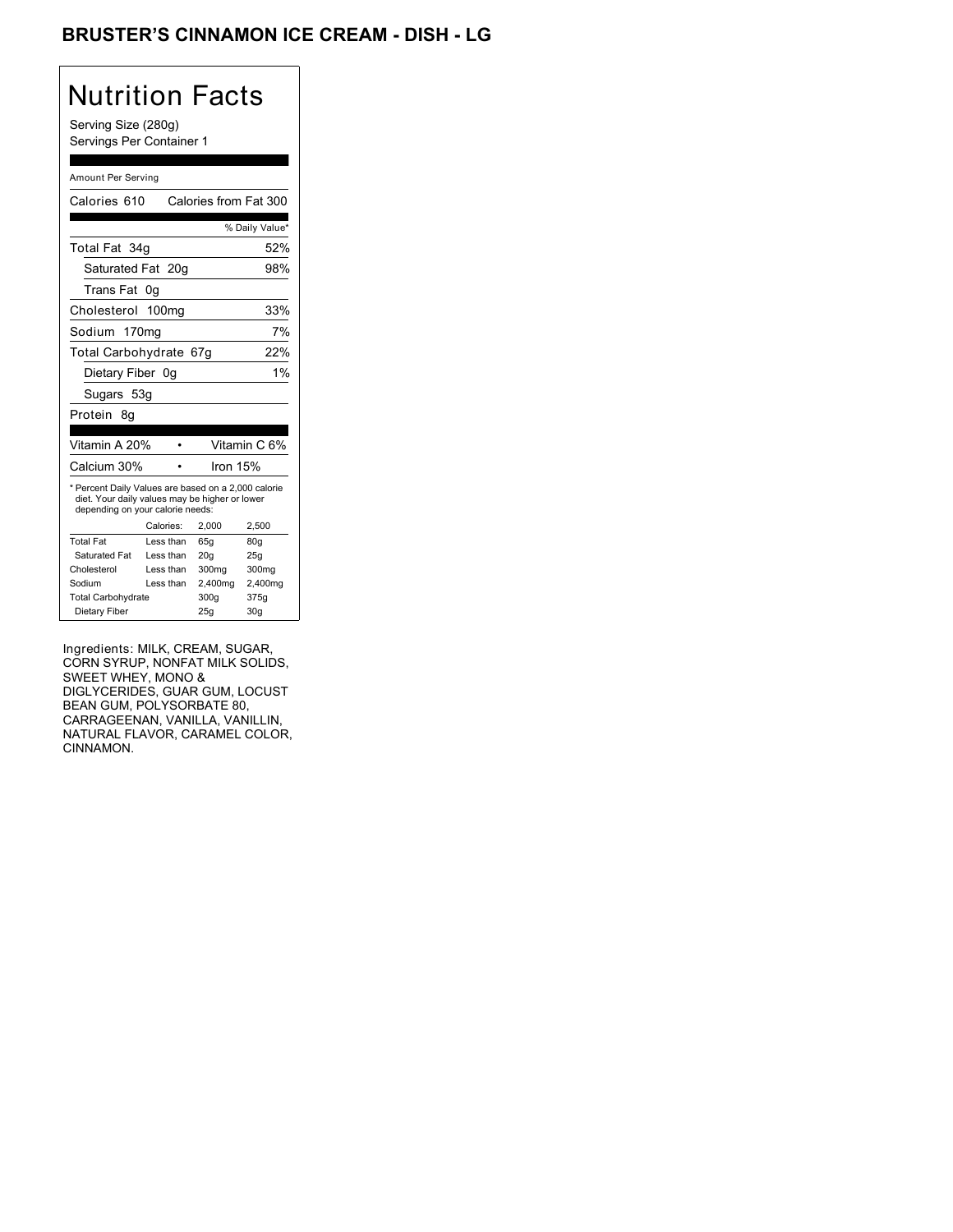# BRUSTER'S CINNAMON ICE CREAM - DISH - LG

## Nutrition Facts

Serving Size (280g)
Servings Per Container 1

Amount Per Serving

| Calories 610 | Calories from Fat 300 |
|---|---|
| | % Daily Value* |
| Total Fat 34g | 52% |
| Saturated Fat 20g | 98% |
| Trans Fat 0g | |
| Cholesterol 100mg | 33% |
| Sodium 170mg | 7% |
| Total Carbohydrate 67g | 22% |
| Dietary Fiber 0g | 1% |
| Sugars 53g | |
| Protein 8g | |

| Vitamin A 20% | • | Vitamin C 6% |
|---|---|---|
| Calcium 30% | • | Iron 15% |

* Percent Daily Values are based on a 2,000 calorie diet. Your daily values may be higher or lower depending on your calorie needs:

| | Calories: | 2,000 | 2,500 |
|---|---|---|---|
| Total Fat | Less than | 65g | 80g |
| Saturated Fat | Less than | 20g | 25g |
| Cholesterol | Less than | 300mg | 300mg |
| Sodium | Less than | 2,400mg | 2,400mg |
| Total Carbohydrate | | 300g | 375g |
| Dietary Fiber | | 25g | 30g |

Ingredients: MILK, CREAM, SUGAR, CORN SYRUP, NONFAT MILK SOLIDS, SWEET WHEY, MONO & DIGLYCERIDES, GUAR GUM, LOCUST BEAN GUM, POLYSORBATE 80, CARRAGEENAN, VANILLA, VANILLIN, NATURAL FLAVOR, CARAMEL COLOR, CINNAMON.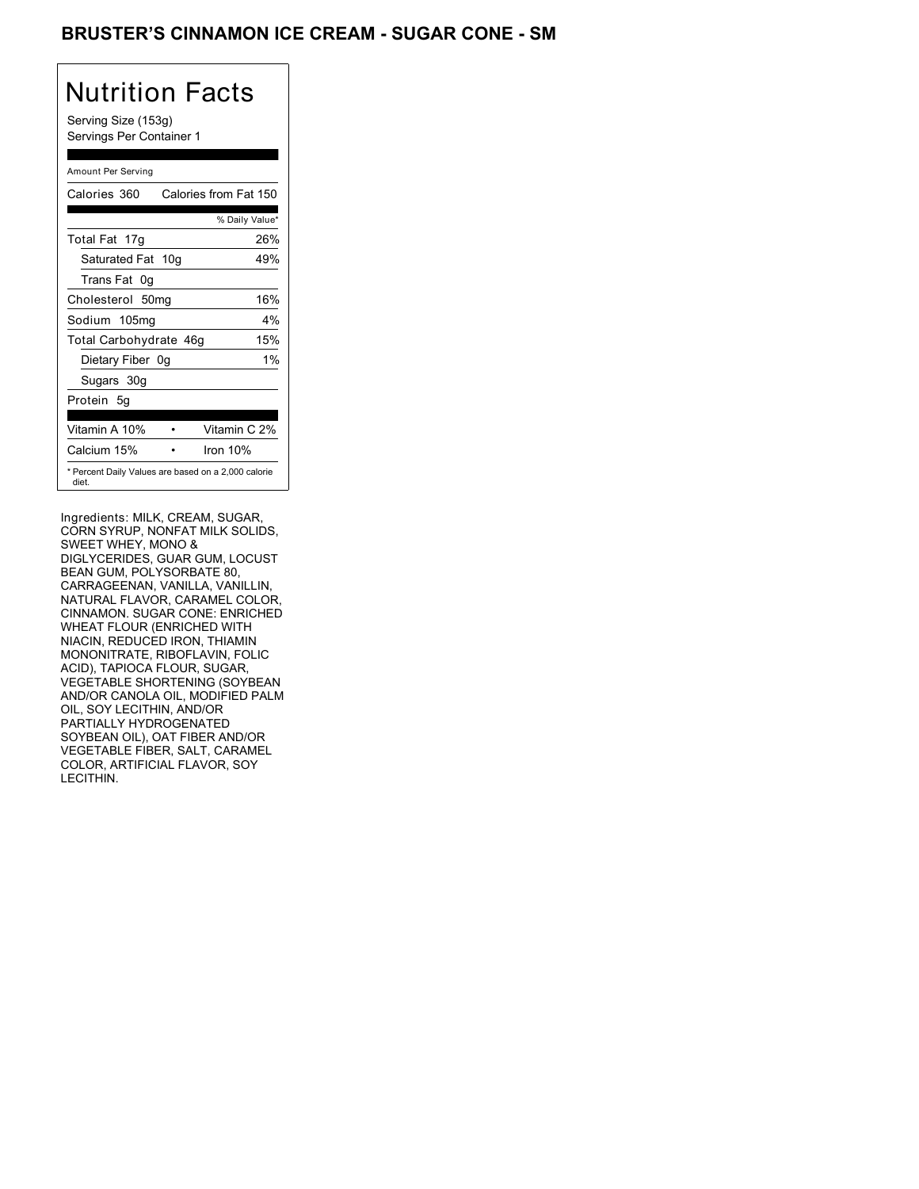# BRUSTER'S CINNAMON ICE CREAM - SUGAR CONE - SM

## Nutrition Facts

Serving Size (153g)
Servings Per Container 1

| Amount Per Serving | |
|---|---|
| Calories 360 | Calories from Fat 150 |
| | % Daily Value* |
| Total Fat 17g | 26% |
| Saturated Fat 10g | 49% |
| Trans Fat 0g | |
| Cholesterol 50mg | 16% |
| Sodium 105mg | 4% |
| Total Carbohydrate 46g | 15% |
| Dietary Fiber 0g | 1% |
| Sugars 30g | |
| Protein 5g | |
| Vitamin A 10% | Vitamin C 2% |
| Calcium 15% | Iron 10% |

* Percent Daily Values are based on a 2,000 calorie diet.

Ingredients: MILK, CREAM, SUGAR, CORN SYRUP, NONFAT MILK SOLIDS, SWEET WHEY, MONO & DIGLYCERIDES, GUAR GUM, LOCUST BEAN GUM, POLYSORBATE 80, CARRAGEENAN, VANILLA, VANILLIN, NATURAL FLAVOR, CARAMEL COLOR, CINNAMON. SUGAR CONE: ENRICHED WHEAT FLOUR (ENRICHED WITH NIACIN, REDUCED IRON, THIAMIN MONONITRATE, RIBOFLAVIN, FOLIC ACID), TAPIOCA FLOUR, SUGAR, VEGETABLE SHORTENING (SOYBEAN AND/OR CANOLA OIL, MODIFIED PALM OIL, SOY LECITHIN, AND/OR PARTIALLY HYDROGENATED SOYBEAN OIL), OAT FIBER AND/OR VEGETABLE FIBER, SALT, CARAMEL COLOR, ARTIFICIAL FLAVOR, SOY LECITHIN.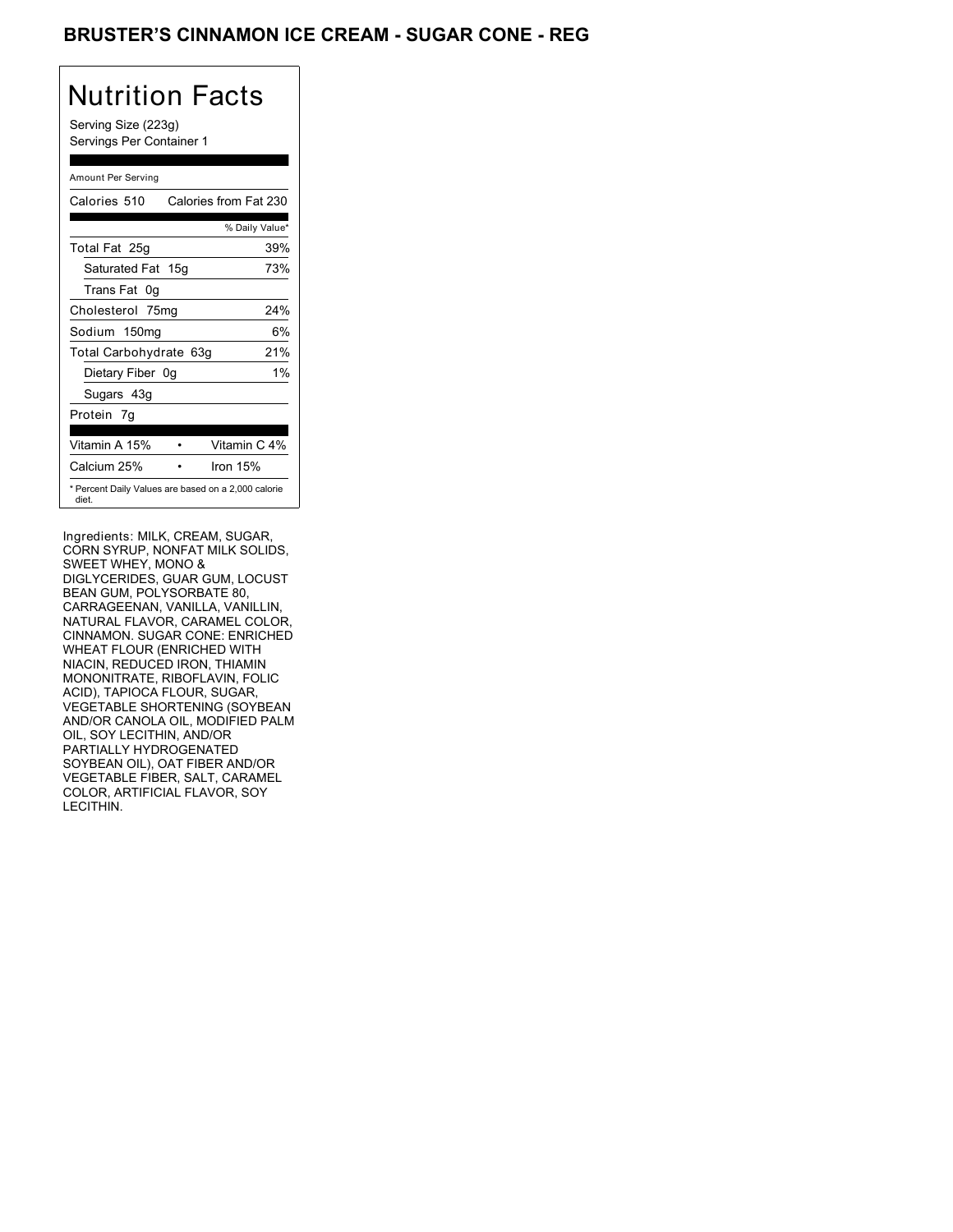# BRUSTER'S CINNAMON ICE CREAM - SUGAR CONE - REG

## Nutrition Facts

Serving Size (223g)
Servings Per Container 1

Amount Per Serving

| Calories 510 | Calories from Fat 230 |
|---|---|
| | % Daily Value* |
| Total Fat 25g | 39% |
| Saturated Fat 15g | 73% |
| Trans Fat 0g | |
| Cholesterol 75mg | 24% |
| Sodium 150mg | 6% |
| Total Carbohydrate 63g | 21% |
| Dietary Fiber 0g | 1% |
| Sugars 43g | |
| Protein 7g | |

| Vitamin A 15% | Vitamin C 4% |
|---|---|
| Calcium 25% | Iron 15% |

* Percent Daily Values are based on a 2,000 calorie diet.

Ingredients: MILK, CREAM, SUGAR, CORN SYRUP, NONFAT MILK SOLIDS, SWEET WHEY, MONO & DIGLYCERIDES, GUAR GUM, LOCUST BEAN GUM, POLYSORBATE 80, CARRAGEENAN, VANILLA, VANILLIN, NATURAL FLAVOR, CARAMEL COLOR, CINNAMON. SUGAR CONE: ENRICHED WHEAT FLOUR (ENRICHED WITH NIACIN, REDUCED IRON, THIAMIN MONONITRATE, RIBOFLAVIN, FOLIC ACID), TAPIOCA FLOUR, SUGAR, VEGETABLE SHORTENING (SOYBEAN AND/OR CANOLA OIL, MODIFIED PALM OIL, SOY LECITHIN, AND/OR PARTIALLY HYDROGENATED SOYBEAN OIL), OAT FIBER AND/OR VEGETABLE FIBER, SALT, CARAMEL COLOR, ARTIFICIAL FLAVOR, SOY LECITHIN.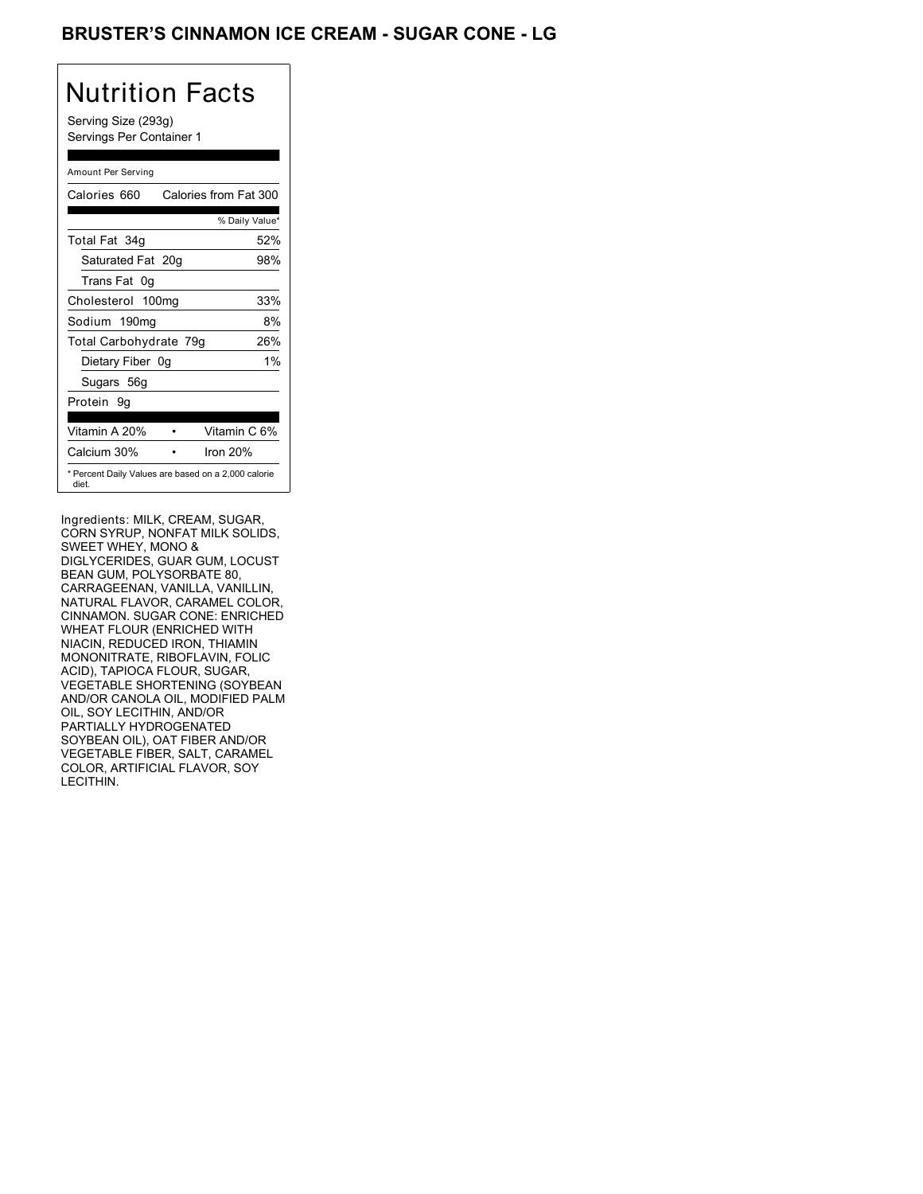# BRUSTER'S CINNAMON ICE CREAM - SUGAR CONE - LG

## Nutrition Facts

Serving Size (293g)
Servings Per Container 1

Amount Per Serving

| Calories 660 | Calories from Fat 300 |
|---|---|
| | % Daily Value* |
| Total Fat 34g | 52% |
| Saturated Fat 20g | 98% |
| Trans Fat 0g | |
| Cholesterol 100mg | 33% |
| Sodium 190mg | 8% |
| Total Carbohydrate 79g | 26% |
| Dietary Fiber 0g | 1% |
| Sugars 56g | |
| Protein 9g | |

| Vitamin A 20% | Vitamin C 6% |
|---|---|
| Calcium 30% | Iron 20% |

* Percent Daily Values are based on a 2,000 calorie diet.

Ingredients: MILK, CREAM, SUGAR, CORN SYRUP, NONFAT MILK SOLIDS, SWEET WHEY, MONO & DIGLYCERIDES, GUAR GUM, LOCUST BEAN GUM, POLYSORBATE 80, CARRAGEENAN, VANILLA, VANILLIN, NATURAL FLAVOR, CARAMEL COLOR, CINNAMON. SUGAR CONE: ENRICHED WHEAT FLOUR (ENRICHED WITH NIACIN, REDUCED IRON, THIAMIN MONONITRATE, RIBOFLAVIN, FOLIC ACID), TAPIOCA FLOUR, SUGAR, VEGETABLE SHORTENING (SOYBEAN AND/OR CANOLA OIL, MODIFIED PALM OIL, SOY LECITHIN, AND/OR PARTIALLY HYDROGENATED SOYBEAN OIL), OAT FIBER AND/OR VEGETABLE FIBER, SALT, CARAMEL COLOR, ARTIFICIAL FLAVOR, SOY LECITHIN.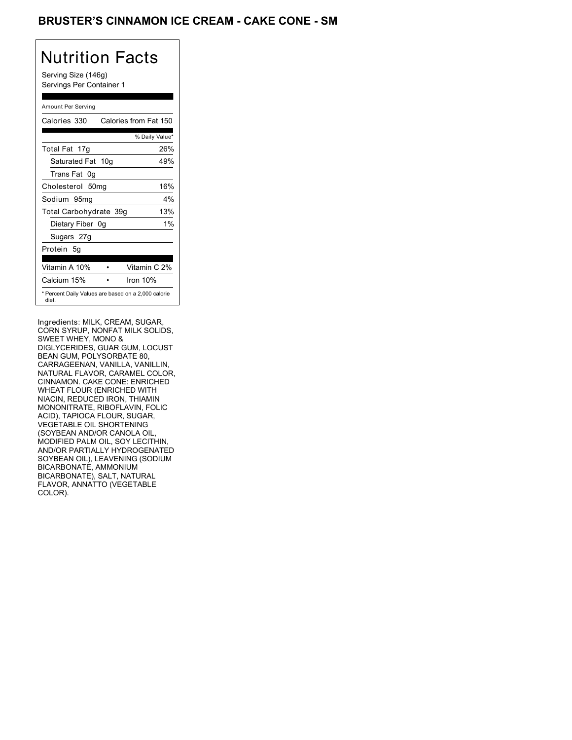# BRUSTER'S CINNAMON ICE CREAM - CAKE CONE - SM

## Nutrition Facts

Serving Size (146g)
Servings Per Container 1

Amount Per Serving

| Calories 330 | Calories from Fat 150 |
|---|---|
| | % Daily Value* |
| Total Fat 17g | 26% |
| Saturated Fat 10g | 49% |
| Trans Fat 0g | |
| Cholesterol 50mg | 16% |
| Sodium 95mg | 4% |
| Total Carbohydrate 39g | 13% |
| Dietary Fiber 0g | 1% |
| Sugars 27g | |
| Protein 5g | |

| Vitamin A 10% | • | Vitamin C 2% |
|---|---|---|
| Calcium 15% | • | Iron 10% |

* Percent Daily Values are based on a 2,000 calorie diet.

Ingredients: MILK, CREAM, SUGAR, CORN SYRUP, NONFAT MILK SOLIDS, SWEET WHEY, MONO & DIGLYCERIDES, GUAR GUM, LOCUST BEAN GUM, POLYSORBATE 80, CARRAGEENAN, VANILLA, VANILLIN, NATURAL FLAVOR, CARAMEL COLOR, CINNAMON. CAKE CONE: ENRICHED WHEAT FLOUR (ENRICHED WITH NIACIN, REDUCED IRON, THIAMIN MONONITRATE, RIBOFLAVIN, FOLIC ACID), TAPIOCA FLOUR, SUGAR, VEGETABLE OIL SHORTENING (SOYBEAN AND/OR CANOLA OIL, MODIFIED PALM OIL, SOY LECITHIN, AND/OR PARTIALLY HYDROGENATED SOYBEAN OIL), LEAVENING (SODIUM BICARBONATE, AMMONIUM BICARBONATE), SALT, NATURAL FLAVOR, ANNATTO (VEGETABLE COLOR).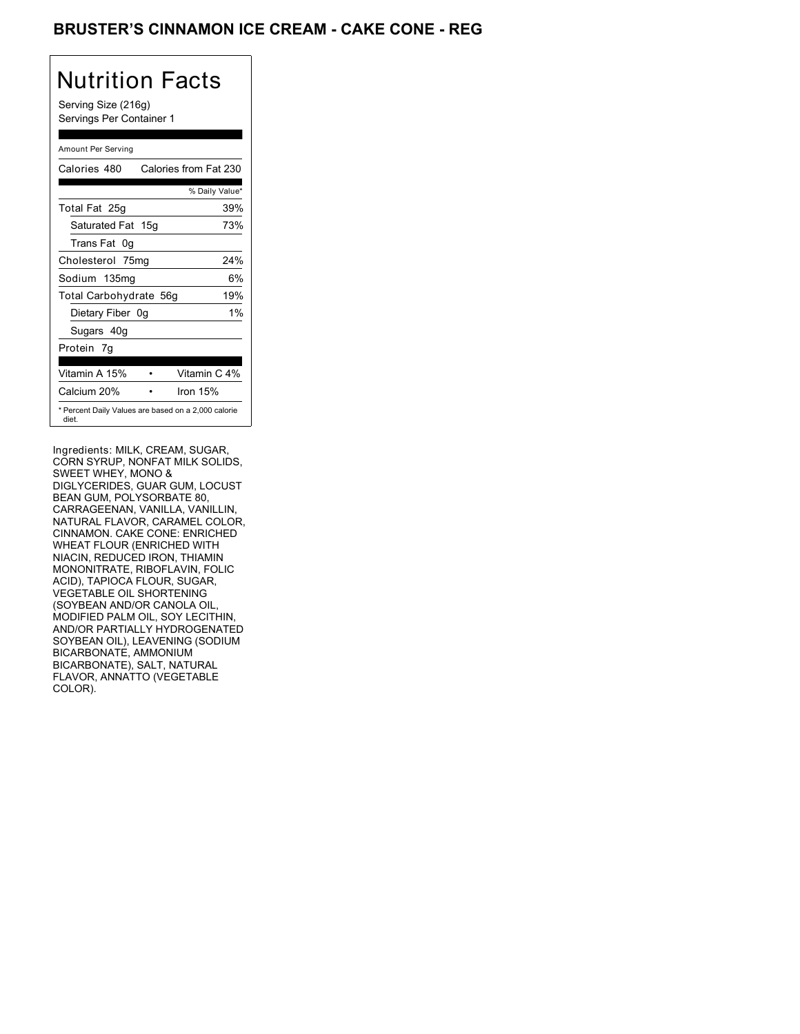# BRUSTER'S CINNAMON ICE CREAM - CAKE CONE - REG

## Nutrition Facts

Serving Size (216g)
Servings Per Container 1

Amount Per Serving

| Calories 480 | Calories from Fat 230 |
|---|---|
| | % Daily Value* |
| Total Fat 25g | 39% |
| Saturated Fat 15g | 73% |
| Trans Fat 0g | |
| Cholesterol 75mg | 24% |
| Sodium 135mg | 6% |
| Total Carbohydrate 56g | 19% |
| Dietary Fiber 0g | 1% |
| Sugars 40g | |
| Protein 7g | |

| Vitamin A 15% | • | Vitamin C 4% |
|---|---|---|
| Calcium 20% | • | Iron 15% |

* Percent Daily Values are based on a 2,000 calorie diet.

Ingredients: MILK, CREAM, SUGAR, CORN SYRUP, NONFAT MILK SOLIDS, SWEET WHEY, MONO & DIGLYCERIDES, GUAR GUM, LOCUST BEAN GUM, POLYSORBATE 80, CARRAGEENAN, VANILLA, VANILLIN, NATURAL FLAVOR, CARAMEL COLOR, CINNAMON. CAKE CONE: ENRICHED WHEAT FLOUR (ENRICHED WITH NIACIN, REDUCED IRON, THIAMIN MONONITRATE, RIBOFLAVIN, FOLIC ACID), TAPIOCA FLOUR, SUGAR, VEGETABLE OIL SHORTENING (SOYBEAN AND/OR CANOLA OIL, MODIFIED PALM OIL, SOY LECITHIN, AND/OR PARTIALLY HYDROGENATED SOYBEAN OIL), LEAVENING (SODIUM BICARBONATE, AMMONIUM BICARBONATE), SALT, NATURAL FLAVOR, ANNATTO (VEGETABLE COLOR).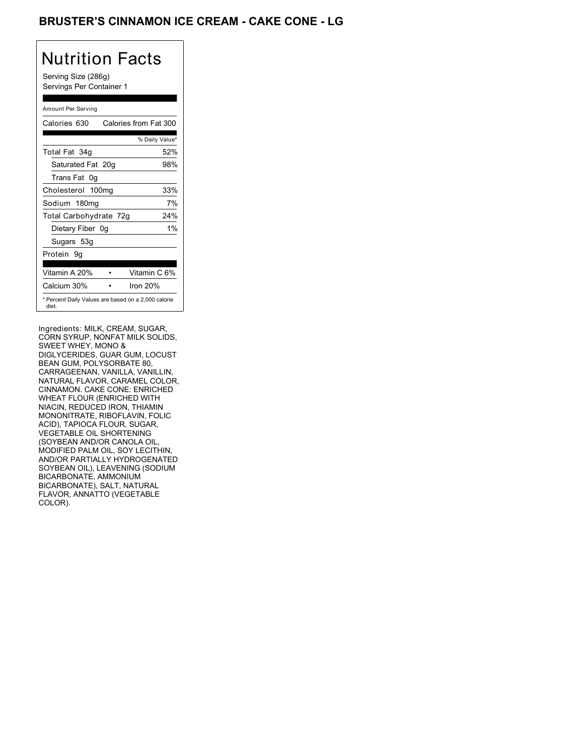# BRUSTER'S CINNAMON ICE CREAM - CAKE CONE - LG

## Nutrition Facts

Serving Size (286g)
Servings Per Container 1

| Amount Per Serving | |
|---|---|
| Calories 630 | Calories from Fat 300 |
| | % Daily Value* |
| Total Fat 34g | 52% |
| Saturated Fat 20g | 98% |
| Trans Fat 0g | |
| Cholesterol 100mg | 33% |
| Sodium 180mg | 7% |
| Total Carbohydrate 72g | 24% |
| Dietary Fiber 0g | 1% |
| Sugars 53g | |
| Protein 9g | |
| Vitamin A 20% | Vitamin C 6% |
| Calcium 30% | Iron 20% |

* Percent Daily Values are based on a 2,000 calorie diet.

Ingredients: MILK, CREAM, SUGAR, CORN SYRUP, NONFAT MILK SOLIDS, SWEET WHEY, MONO & DIGLYCERIDES, GUAR GUM, LOCUST BEAN GUM, POLYSORBATE 80, CARRAGEENAN, VANILLA, VANILLIN, NATURAL FLAVOR, CARAMEL COLOR, CINNAMON. CAKE CONE: ENRICHED WHEAT FLOUR (ENRICHED WITH NIACIN, REDUCED IRON, THIAMIN MONONITRATE, RIBOFLAVIN, FOLIC ACID), TAPIOCA FLOUR, SUGAR, VEGETABLE OIL SHORTENING (SOYBEAN AND/OR CANOLA OIL, MODIFIED PALM OIL, SOY LECITHIN, AND/OR PARTIALLY HYDROGENATED SOYBEAN OIL), LEAVENING (SODIUM BICARBONATE, AMMONIUM BICARBONATE), SALT, NATURAL FLAVOR, ANNATTO (VEGETABLE COLOR).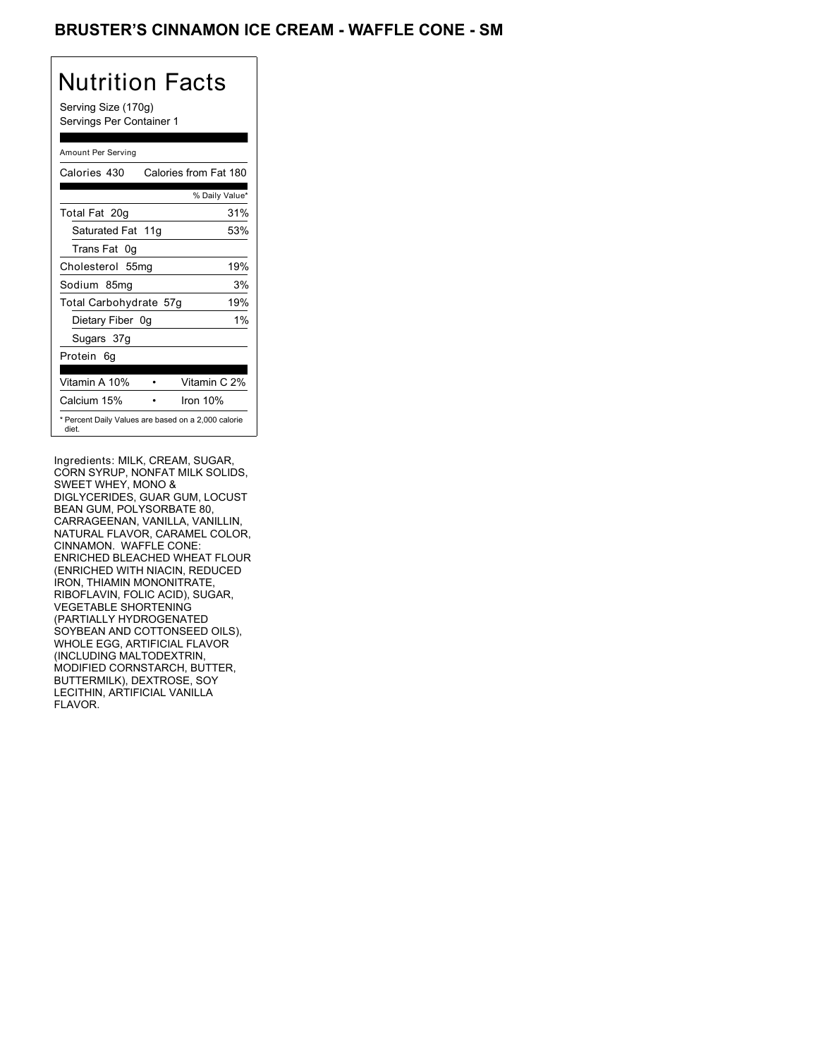## BRUSTER'S CINNAMON ICE CREAM - WAFFLE CONE - SM

# Nutrition Facts

Serving Size (170g)
Servings Per Container 1

Amount Per Serving

| Calories 430 | Calories from Fat 180 |
|---|---|
| | % Daily Value* |
| Total Fat 20g | 31% |
| Saturated Fat 11g | 53% |
| Trans Fat 0g | |
| Cholesterol 55mg | 19% |
| Sodium 85mg | 3% |
| Total Carbohydrate 57g | 19% |
| Dietary Fiber 0g | 1% |
| Sugars 37g | |
| Protein 6g | |

| Vitamin A 10% | • | Vitamin C 2% |
|---|---|---|
| Calcium 15% | • | Iron 10% |

* Percent Daily Values are based on a 2,000 calorie diet.

Ingredients: MILK, CREAM, SUGAR, CORN SYRUP, NONFAT MILK SOLIDS, SWEET WHEY, MONO & DIGLYCERIDES, GUAR GUM, LOCUST BEAN GUM, POLYSORBATE 80, CARRAGEENAN, VANILLA, VANILLIN, NATURAL FLAVOR, CARAMEL COLOR, CINNAMON. WAFFLE CONE: ENRICHED BLEACHED WHEAT FLOUR (ENRICHED WITH NIACIN, REDUCED IRON, THIAMIN MONONITRATE, RIBOFLAVIN, FOLIC ACID), SUGAR, VEGETABLE SHORTENING (PARTIALLY HYDROGENATED SOYBEAN AND COTTONSEED OILS), WHOLE EGG, ARTIFICIAL FLAVOR (INCLUDING MALTODEXTRIN, MODIFIED CORNSTARCH, BUTTER, BUTTERMILK), DEXTROSE, SOY LECITHIN, ARTIFICIAL VANILLA FLAVOR.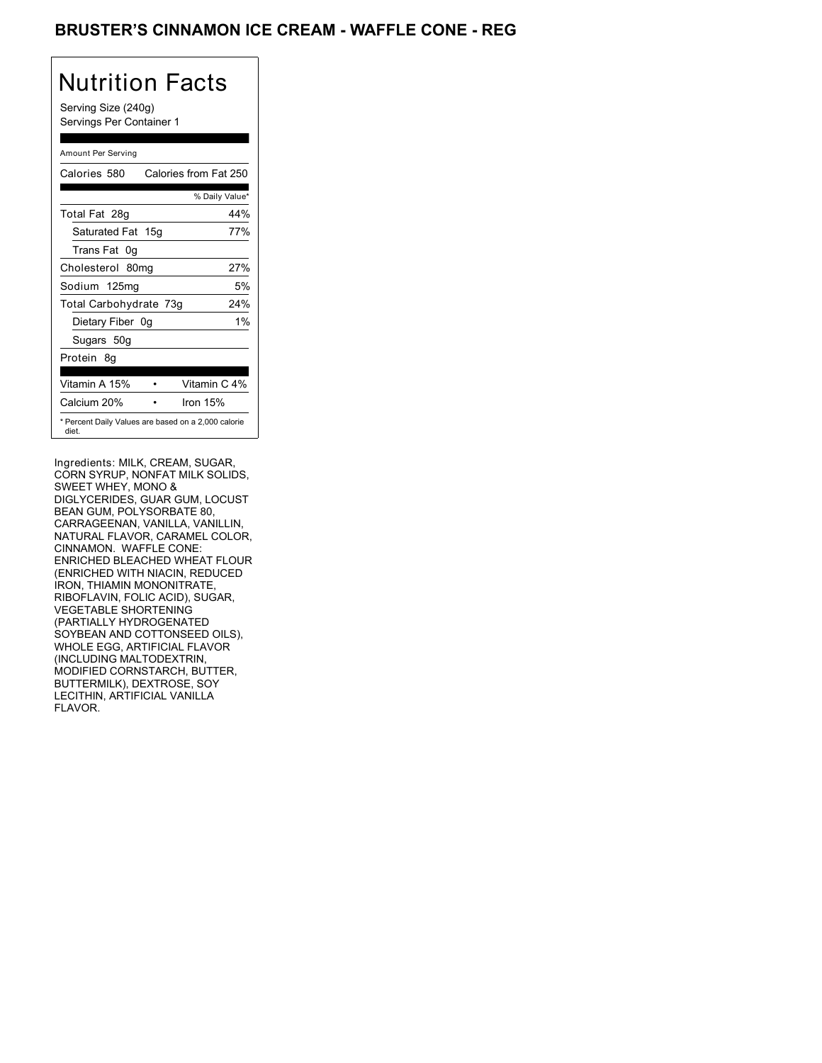# BRUSTER'S CINNAMON ICE CREAM - WAFFLE CONE - REG

## Nutrition Facts

Serving Size (240g)
Servings Per Container 1

| Amount Per Serving | |
|---|---|
| Calories 580 | Calories from Fat 250 |
| | % Daily Value* |
| Total Fat 28g | 44% |
| Saturated Fat 15g | 77% |
| Trans Fat 0g | |
| Cholesterol 80mg | 27% |
| Sodium 125mg | 5% |
| Total Carbohydrate 73g | 24% |
| Dietary Fiber 0g | 1% |
| Sugars 50g | |
| Protein 8g | |
| Vitamin A 15% | Vitamin C 4% |
| Calcium 20% | Iron 15% |

* Percent Daily Values are based on a 2,000 calorie diet.

Ingredients: MILK, CREAM, SUGAR, CORN SYRUP, NONFAT MILK SOLIDS, SWEET WHEY, MONO & DIGLYCERIDES, GUAR GUM, LOCUST BEAN GUM, POLYSORBATE 80, CARRAGEENAN, VANILLA, VANILLIN, NATURAL FLAVOR, CARAMEL COLOR, CINNAMON. WAFFLE CONE: ENRICHED BLEACHED WHEAT FLOUR (ENRICHED WITH NIACIN, REDUCED IRON, THIAMIN MONONITRATE, RIBOFLAVIN, FOLIC ACID), SUGAR, VEGETABLE SHORTENING (PARTIALLY HYDROGENATED SOYBEAN AND COTTONSEED OILS), WHOLE EGG, ARTIFICIAL FLAVOR (INCLUDING MALTODEXTRIN, MODIFIED CORNSTARCH, BUTTER, BUTTERMILK), DEXTROSE, SOY LECITHIN, ARTIFICIAL VANILLA FLAVOR.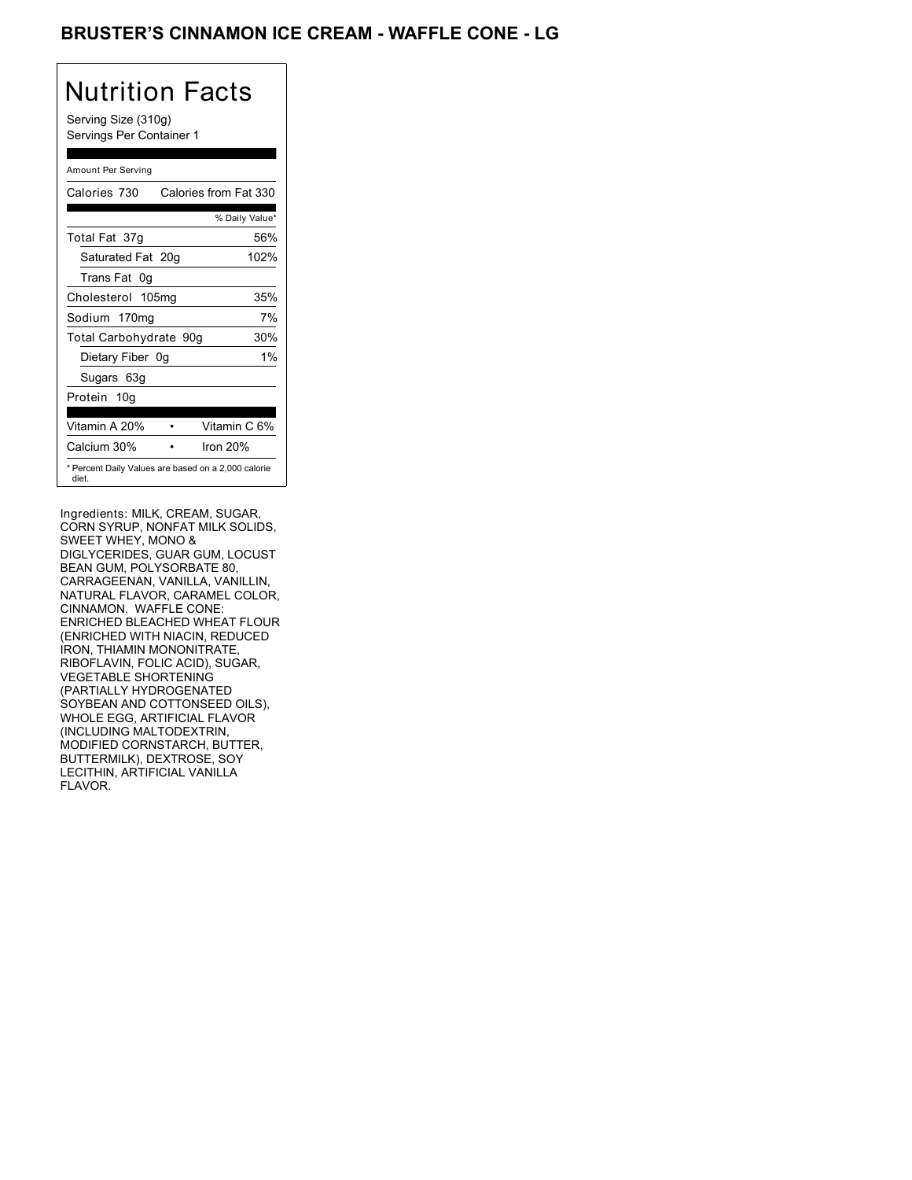# BRUSTER'S CINNAMON ICE CREAM - WAFFLE CONE - LG

## Nutrition Facts

Serving Size (310g)
Servings Per Container 1

Amount Per Serving

| | |
|---|---|
| Calories 730 | Calories from Fat 330 |
| | % Daily Value* |
| Total Fat 37g | 56% |
| Saturated Fat 20g | 102% |
| Trans Fat 0g | |
| Cholesterol 105mg | 35% |
| Sodium 170mg | 7% |
| Total Carbohydrate 90g | 30% |
| Dietary Fiber 0g | 1% |
| Sugars 63g | |
| Protein 10g | |
| Vitamin A 20% | Vitamin C 6% |
| Calcium 30% | Iron 20% |

* Percent Daily Values are based on a 2,000 calorie diet.

Ingredients: MILK, CREAM, SUGAR, CORN SYRUP, NONFAT MILK SOLIDS, SWEET WHEY, MONO & DIGLYCERIDES, GUAR GUM, LOCUST BEAN GUM, POLYSORBATE 80, CARRAGEENAN, VANILLA, VANILLIN, NATURAL FLAVOR, CARAMEL COLOR, CINNAMON. WAFFLE CONE: ENRICHED BLEACHED WHEAT FLOUR (ENRICHED WITH NIACIN, REDUCED IRON, THIAMIN MONONITRATE, RIBOFLAVIN, FOLIC ACID), SUGAR, VEGETABLE SHORTENING (PARTIALLY HYDROGENATED SOYBEAN AND COTTONSEED OILS), WHOLE EGG, ARTIFICIAL FLAVOR (INCLUDING MALTODEXTRIN, MODIFIED CORNSTARCH, BUTTER, BUTTERMILK), DEXTROSE, SOY LECITHIN, ARTIFICIAL VANILLA FLAVOR.